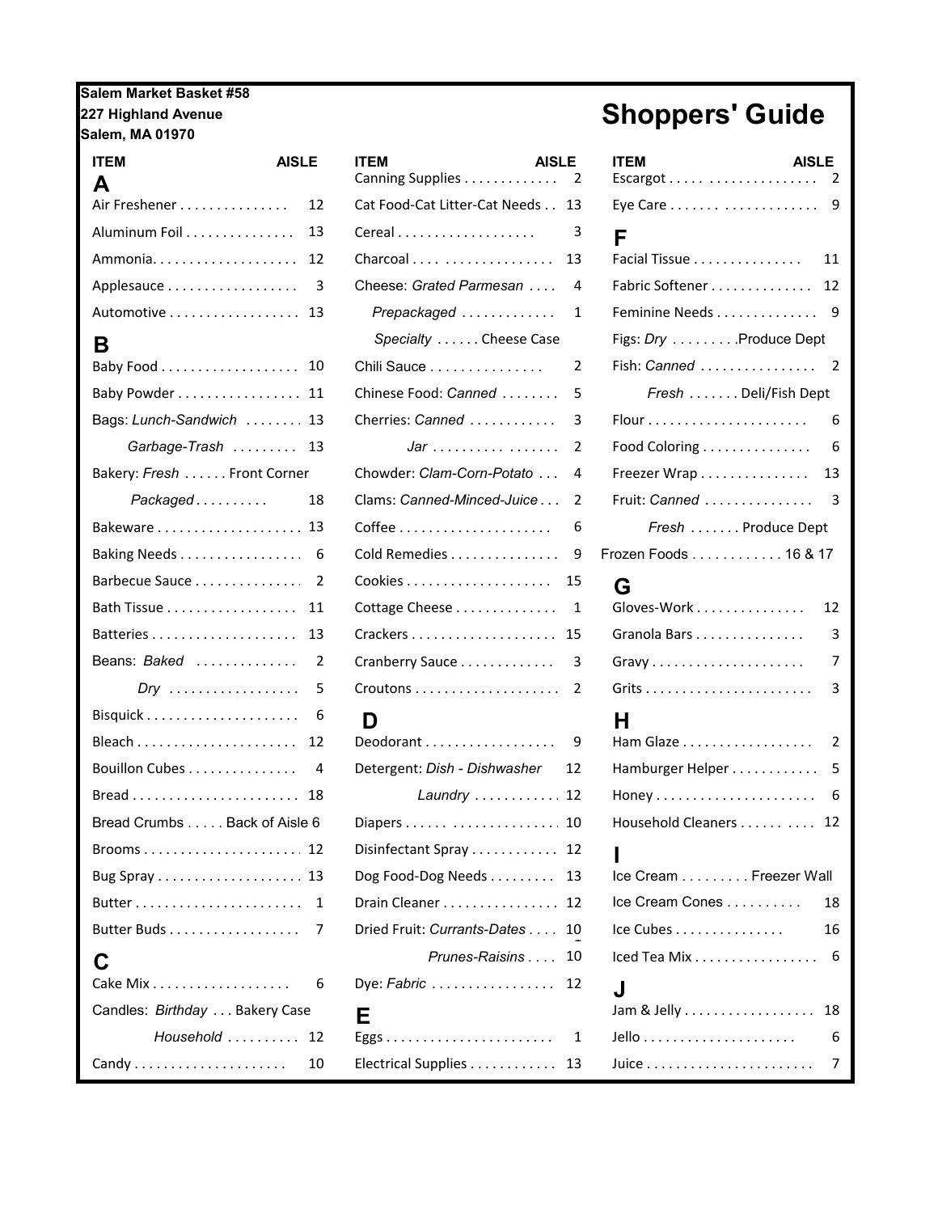**Salem Market Basket #58**
**227 Highland Avenue**
**Salem, MA 01970**

# Shoppers' Guide

| ITEM | AISLE |
|---|---|
| **A** | |
| Air Freshener | 12 |
| Aluminum Foil | 13 |
| Ammonia | 12 |
| Applesauce | 3 |
| Automotive | 13 |
| **B** | |
| Baby Food | 10 |
| Baby Powder | 11 |
| Bags: *Lunch-Sandwich* | 13 |
| *Garbage-Trash* | 13 |
| Bakery: *Fresh* | Front Corner |
| *Packaged* | 18 |
| Bakeware | 13 |
| Baking Needs | 6 |
| Barbecue Sauce | 2 |
| Bath Tissue | 11 |
| Batteries | 13 |
| Beans: *Baked* | 2 |
| *Dry* | 5 |
| Bisquick | 6 |
| Bleach | 12 |
| Bouillon Cubes | 4 |
| Bread | 18 |
| Bread Crumbs | Back of Aisle 6 |
| Brooms | 12 |
| Bug Spray | 13 |
| Butter | 1 |
| Butter Buds | 7 |
| **C** | |
| Cake Mix | 6 |
| Candles: *Birthday* | Bakery Case |
| *Household* | 12 |
| Candy | 10 |
| Canning Supplies | 2 |
| Cat Food-Cat Litter-Cat Needs | 13 |
| Cereal | 3 |
| Charcoal | 13 |
| Cheese: *Grated Parmesan* | 4 |
| *Prepackaged* | 1 |
| *Specialty* | Cheese Case |
| Chili Sauce | 2 |
| Chinese Food: *Canned* | 5 |
| Cherries: *Canned* | 3 |
| *Jar* | 2 |
| Chowder: *Clam-Corn-Potato* | 4 |
| Clams: *Canned-Minced-Juice* | 2 |
| Coffee | 6 |
| Cold Remedies | 9 |
| Cookies | 15 |
| Cottage Cheese | 1 |
| Crackers | 15 |
| Cranberry Sauce | 3 |
| Croutons | 2 |
| **D** | |
| Deodorant | 9 |
| Detergent: *Dish - Dishwasher* | 12 |
| *Laundry* | 12 |
| Diapers | 10 |
| Disinfectant Spray | 12 |
| Dog Food-Dog Needs | 13 |
| Drain Cleaner | 12 |
| Dried Fruit: *Currants-Dates* | 10 |
| *Prunes-Raisins* | 10 |
| Dye: *Fabric* | 12 |
| **E** | |
| Eggs | 1 |
| Electrical Supplies | 13 |
| Escargot | 2 |
| Eye Care | 9 |
| **F** | |
| Facial Tissue | 11 |
| Fabric Softener | 12 |
| Feminine Needs | 9 |
| Figs: *Dry* | Produce Dept |
| Fish: *Canned* | 2 |
| *Fresh* | Deli/Fish Dept |
| Flour | 6 |
| Food Coloring | 6 |
| Freezer Wrap | 13 |
| Fruit: *Canned* | 3 |
| *Fresh* | Produce Dept |
| Frozen Foods | 16 & 17 |
| **G** | |
| Gloves-Work | 12 |
| Granola Bars | 3 |
| Gravy | 7 |
| Grits | 3 |
| **H** | |
| Ham Glaze | 2 |
| Hamburger Helper | 5 |
| Honey | 6 |
| Household Cleaners | 12 |
| **I** | |
| Ice Cream | Freezer Wall |
| Ice Cream Cones | 18 |
| Ice Cubes | 16 |
| Iced Tea Mix | 6 |
| **J** | |
| Jam & Jelly | 18 |
| Jello | 6 |
| Juice | 7 |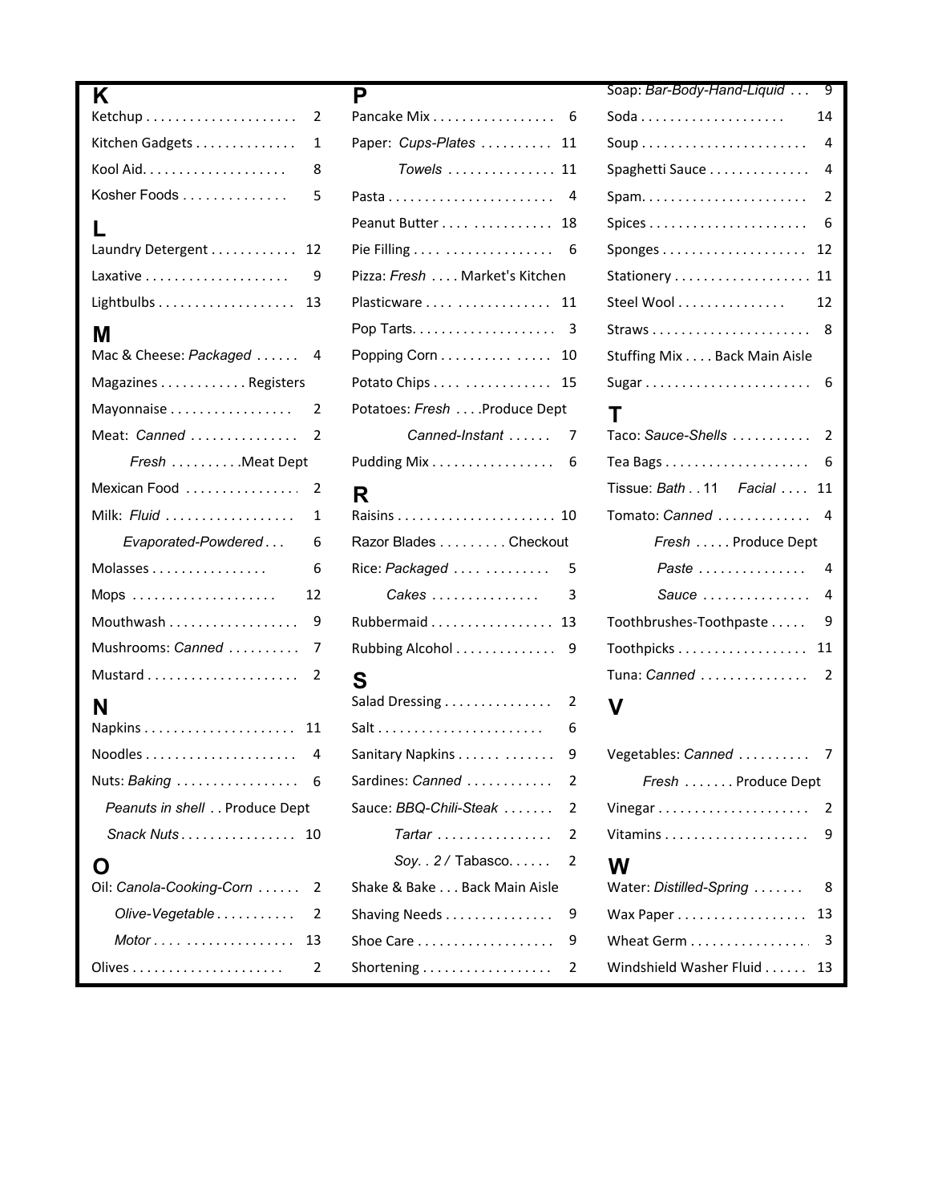## K

- Ketchup . . . . . . . . . . . . . . . . . . . . 2
- Kitchen Gadgets . . . . . . . . . . . . . 1
- Kool Aid. . . . . . . . . . . . . . . . . . . 8
- Kosher Foods . . . . . . . . . . . . . . 5

## L

- Laundry Detergent . . . . . . . . . . . 12
- Laxative . . . . . . . . . . . . . . . . . . . 9
- Lightbulbs . . . . . . . . . . . . . . . . . . 13

## M

- Mac & Cheese: *Packaged* . . . . . . 4
- Magazines . . . . . . . . . . . . Registers
- Mayonnaise . . . . . . . . . . . . . . . . 2
- Meat: *Canned* . . . . . . . . . . . . . . 2
  - *Fresh* . . . . . . . . . .Meat Dept
- Mexican Food . . . . . . . . . . . . . . . 2
- Milk: *Fluid* . . . . . . . . . . . . . . . . . 1
  - *Evaporated-Powdered* . . . 6
- Molasses . . . . . . . . . . . . . . . . 6
- Mops . . . . . . . . . . . . . . . . . . . . 12
- Mouthwash . . . . . . . . . . . . . . . . . 9
- Mushrooms: *Canned* . . . . . . . . . 7
- Mustard . . . . . . . . . . . . . . . . . . . . 2

## N

- Napkins . . . . . . . . . . . . . . . . . . . . 11
- Noodles . . . . . . . . . . . . . . . . . . . . 4
- Nuts: *Baking* . . . . . . . . . . . . . . . . 6
  - *Peanuts in shell* . . Produce Dept
  - *Snack Nuts* . . . . . . . . . . . . . . . 10

## O

- Oil: *Canola-Cooking-Corn* . . . . . . 2
  - *Olive-Vegetable* . . . . . . . . . . 2
  - *Motor* . . . . . . . . . . . . . . . . . . 13
- Olives . . . . . . . . . . . . . . . . . . . . 2

## P

- Pancake Mix . . . . . . . . . . . . . . . . 6
- Paper: *Cups-Plates* . . . . . . . . . . 11
  - *Towels* . . . . . . . . . . . . . . . 11
- Pasta . . . . . . . . . . . . . . . . . . . . . . 4
- Peanut Butter . . . . . . . . . . . . . . . 18
- Pie Filling . . . . . . . . . . . . . . . . . . 6
- Pizza: *Fresh* . . . . Market's Kitchen
- Plasticware . . . . . . . . . . . . . . . . 11
- Pop Tarts. . . . . . . . . . . . . . . . . . . 3
- Popping Corn . . . . . . . . . . . . . . 10
- Potato Chips . . . . . . . . . . . . . . . 15
- Potatoes: *Fresh* . . . .Produce Dept
  - *Canned-Instant* . . . . . . 7
- Pudding Mix . . . . . . . . . . . . . . . . 6

## R

- Raisins . . . . . . . . . . . . . . . . . . . . . 10
- Razor Blades . . . . . . . . . Checkout
- Rice: *Packaged* . . . . . . . . . . . . . 5
  - *Cakes* . . . . . . . . . . . . . . . 3
- Rubbermaid . . . . . . . . . . . . . . . . 13
- Rubbing Alcohol . . . . . . . . . . . . . 9

## S

- Salad Dressing . . . . . . . . . . . . . . 2
- Salt . . . . . . . . . . . . . . . . . . . . . . . 6
- Sanitary Napkins . . . . . . . . . . . . 9
- Sardines: *Canned* . . . . . . . . . . . 2
- Sauce: *BBQ-Chili-Steak* . . . . . . . 2
  - *Tartar* . . . . . . . . . . . . . . . 2
  - *Soy. . 2* / Tabasco. . . . . . 2
- Shake & Bake . . . Back Main Aisle
- Shaving Needs . . . . . . . . . . . . . . 9
- Shoe Care . . . . . . . . . . . . . . . . . . 9
- Shortening . . . . . . . . . . . . . . . . . 2
- Soap: *Bar-Body-Hand-Liquid* . . . 9
- Soda . . . . . . . . . . . . . . . . . . . . 14
- Soup . . . . . . . . . . . . . . . . . . . . . . . 4
- Spaghetti Sauce . . . . . . . . . . . . . 4
- Spam. . . . . . . . . . . . . . . . . . . . . . 2
- Spices . . . . . . . . . . . . . . . . . . . . . 6
- Sponges . . . . . . . . . . . . . . . . . . . 12
- Stationery . . . . . . . . . . . . . . . . . . 11
- Steel Wool . . . . . . . . . . . . . . . 12
- Straws . . . . . . . . . . . . . . . . . . . . . 8
- Stuffing Mix . . . . Back Main Aisle
- Sugar . . . . . . . . . . . . . . . . . . . . . . 6

## T

- Taco: *Sauce-Shells* . . . . . . . . . . . 2
- Tea Bags . . . . . . . . . . . . . . . . . . . 6
- Tissue: *Bath* . . 11 *Facial* . . . . 11
- Tomato: *Canned* . . . . . . . . . . . . 4
  - *Fresh* . . . . . Produce Dept
  - *Paste* . . . . . . . . . . . . . . 4
  - *Sauce* . . . . . . . . . . . . . . 4
- Toothbrushes-Toothpaste . . . . . 9
- Toothpicks . . . . . . . . . . . . . . . . . 11
- Tuna: *Canned* . . . . . . . . . . . . . . 2

## V

- Vegetables: *Canned* . . . . . . . . . 7
  - *Fresh* . . . . . . . Produce Dept
- Vinegar . . . . . . . . . . . . . . . . . . . . 2
- Vitamins . . . . . . . . . . . . . . . . . . . 9

## W

- Water: *Distilled-Spring* . . . . . . . 8
- Wax Paper . . . . . . . . . . . . . . . . . 13
- Wheat Germ . . . . . . . . . . . . . . . . 3
- Windshield Washer Fluid . . . . . . 13